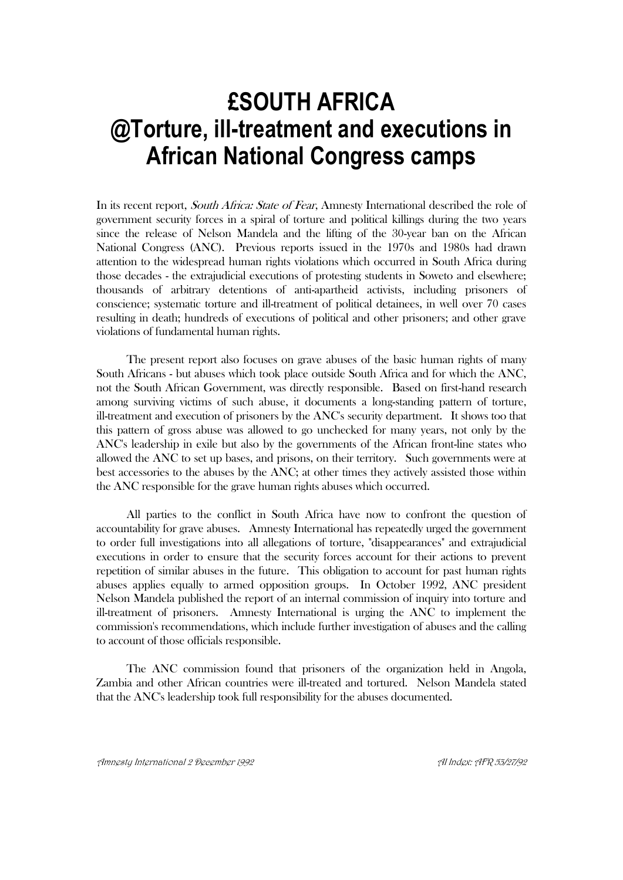# £SOUTH AFRICA
# @Torture, ill-treatment and executions in African National Congress camps

In its recent report, *South Africa: State of Fear*, Amnesty International described the role of government security forces in a spiral of torture and political killings during the two years since the release of Nelson Mandela and the lifting of the 30-year ban on the African National Congress (ANC). Previous reports issued in the 1970s and 1980s had drawn attention to the widespread human rights violations which occurred in South Africa during those decades - the extrajudicial executions of protesting students in Soweto and elsewhere; thousands of arbitrary detentions of anti-apartheid activists, including prisoners of conscience; systematic torture and ill-treatment of political detainees, in well over 70 cases resulting in death; hundreds of executions of political and other prisoners; and other grave violations of fundamental human rights.

The present report also focuses on grave abuses of the basic human rights of many South Africans - but abuses which took place outside South Africa and for which the ANC, not the South African Government, was directly responsible. Based on first-hand research among surviving victims of such abuse, it documents a long-standing pattern of torture, ill-treatment and execution of prisoners by the ANC's security department. It shows too that this pattern of gross abuse was allowed to go unchecked for many years, not only by the ANC's leadership in exile but also by the governments of the African front-line states who allowed the ANC to set up bases, and prisons, on their territory. Such governments were at best accessories to the abuses by the ANC; at other times they actively assisted those within the ANC responsible for the grave human rights abuses which occurred.

All parties to the conflict in South Africa have now to confront the question of accountability for grave abuses. Amnesty International has repeatedly urged the government to order full investigations into all allegations of torture, "disappearances" and extrajudicial executions in order to ensure that the security forces account for their actions to prevent repetition of similar abuses in the future. This obligation to account for past human rights abuses applies equally to armed opposition groups. In October 1992, ANC president Nelson Mandela published the report of an internal commission of inquiry into torture and ill-treatment of prisoners. Amnesty International is urging the ANC to implement the commission's recommendations, which include further investigation of abuses and the calling to account of those officials responsible.

The ANC commission found that prisoners of the organization held in Angola, Zambia and other African countries were ill-treated and tortured. Nelson Mandela stated that the ANC's leadership took full responsibility for the abuses documented.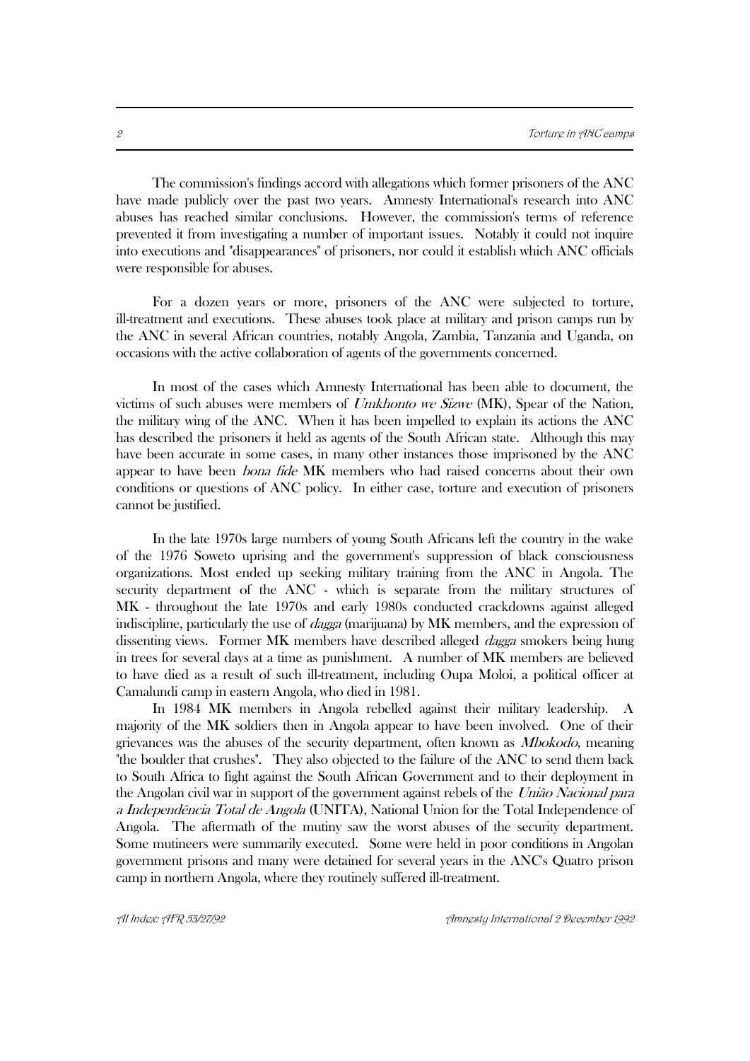The commission's findings accord with allegations which former prisoners of the ANC have made publicly over the past two years. Amnesty International's research into ANC abuses has reached similar conclusions. However, the commission's terms of reference prevented it from investigating a number of important issues. Notably it could not inquire into executions and "disappearances" of prisoners, nor could it establish which ANC officials were responsible for abuses.

For a dozen years or more, prisoners of the ANC were subjected to torture, ill-treatment and executions. These abuses took place at military and prison camps run by the ANC in several African countries, notably Angola, Zambia, Tanzania and Uganda, on occasions with the active collaboration of agents of the governments concerned.

In most of the cases which Amnesty International has been able to document, the victims of such abuses were members of *Umkhonto we Sizwe* (MK), Spear of the Nation, the military wing of the ANC. When it has been impelled to explain its actions the ANC has described the prisoners it held as agents of the South African state. Although this may have been accurate in some cases, in many other instances those imprisoned by the ANC appear to have been *bona fide* MK members who had raised concerns about their own conditions or questions of ANC policy. In either case, torture and execution of prisoners cannot be justified.

In the late 1970s large numbers of young South Africans left the country in the wake of the 1976 Soweto uprising and the government's suppression of black consciousness organizations. Most ended up seeking military training from the ANC in Angola. The security department of the ANC - which is separate from the military structures of MK - throughout the late 1970s and early 1980s conducted crackdowns against alleged indiscipline, particularly the use of *dagga* (marijuana) by MK members, and the expression of dissenting views. Former MK members have described alleged *dagga* smokers being hung in trees for several days at a time as punishment. A number of MK members are believed to have died as a result of such ill-treatment, including Oupa Moloi, a political officer at Camalundi camp in eastern Angola, who died in 1981.

In 1984 MK members in Angola rebelled against their military leadership. A majority of the MK soldiers then in Angola appear to have been involved. One of their grievances was the abuses of the security department, often known as *Mbokodo*, meaning "the boulder that crushes". They also objected to the failure of the ANC to send them back to South Africa to fight against the South African Government and to their deployment in the Angolan civil war in support of the government against rebels of the *União Nacional para a Independência Total de Angola* (UNITA), National Union for the Total Independence of Angola. The aftermath of the mutiny saw the worst abuses of the security department. Some mutineers were summarily executed. Some were held in poor conditions in Angolan government prisons and many were detained for several years in the ANC's Quatro prison camp in northern Angola, where they routinely suffered ill-treatment.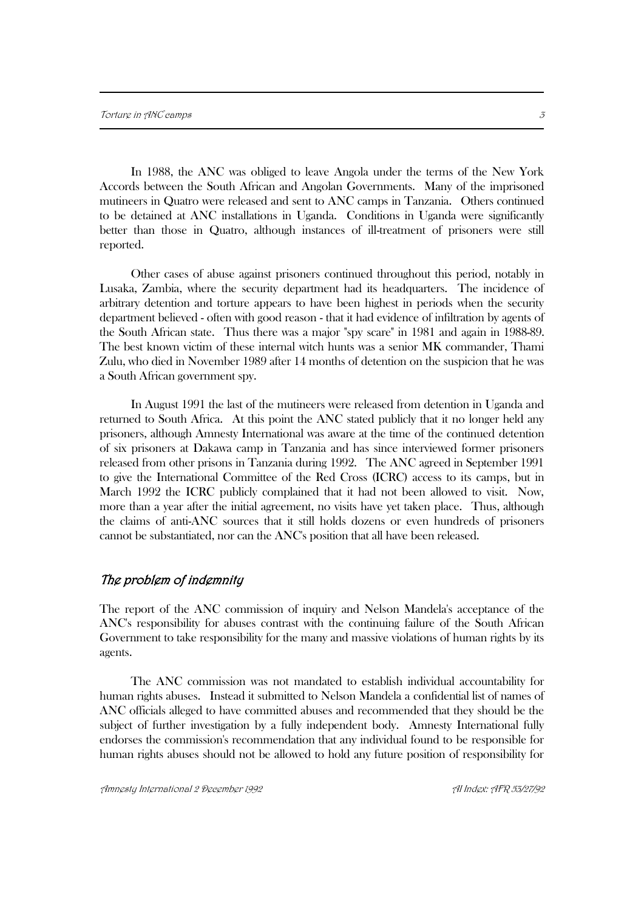In 1988, the ANC was obliged to leave Angola under the terms of the New York Accords between the South African and Angolan Governments. Many of the imprisoned mutineers in Quatro were released and sent to ANC camps in Tanzania. Others continued to be detained at ANC installations in Uganda. Conditions in Uganda were significantly better than those in Quatro, although instances of ill-treatment of prisoners were still reported.

Other cases of abuse against prisoners continued throughout this period, notably in Lusaka, Zambia, where the security department had its headquarters. The incidence of arbitrary detention and torture appears to have been highest in periods when the security department believed - often with good reason - that it had evidence of infiltration by agents of the South African state. Thus there was a major "spy scare" in 1981 and again in 1988-89. The best known victim of these internal witch hunts was a senior MK commander, Thami Zulu, who died in November 1989 after 14 months of detention on the suspicion that he was a South African government spy.

In August 1991 the last of the mutineers were released from detention in Uganda and returned to South Africa. At this point the ANC stated publicly that it no longer held any prisoners, although Amnesty International was aware at the time of the continued detention of six prisoners at Dakawa camp in Tanzania and has since interviewed former prisoners released from other prisons in Tanzania during 1992. The ANC agreed in September 1991 to give the International Committee of the Red Cross (ICRC) access to its camps, but in March 1992 the ICRC publicly complained that it had not been allowed to visit. Now, more than a year after the initial agreement, no visits have yet taken place. Thus, although the claims of anti-ANC sources that it still holds dozens or even hundreds of prisoners cannot be substantiated, nor can the ANC's position that all have been released.

## *The problem of indemnity*

The report of the ANC commission of inquiry and Nelson Mandela's acceptance of the ANC's responsibility for abuses contrast with the continuing failure of the South African Government to take responsibility for the many and massive violations of human rights by its agents.

The ANC commission was not mandated to establish individual accountability for human rights abuses. Instead it submitted to Nelson Mandela a confidential list of names of ANC officials alleged to have committed abuses and recommended that they should be the subject of further investigation by a fully independent body. Amnesty International fully endorses the commission's recommendation that any individual found to be responsible for human rights abuses should not be allowed to hold any future position of responsibility for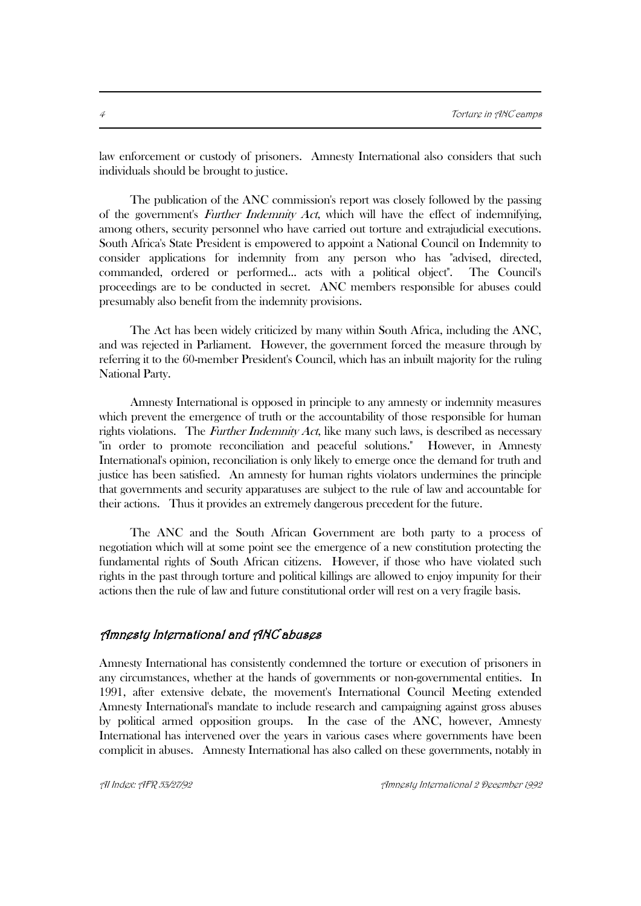law enforcement or custody of prisoners. Amnesty International also considers that such individuals should be brought to justice.

The publication of the ANC commission's report was closely followed by the passing of the government's *Further Indemnity Act*, which will have the effect of indemnifying, among others, security personnel who have carried out torture and extrajudicial executions. South Africa's State President is empowered to appoint a National Council on Indemnity to consider applications for indemnity from any person who has "advised, directed, commanded, ordered or performed... acts with a political object". The Council's proceedings are to be conducted in secret. ANC members responsible for abuses could presumably also benefit from the indemnity provisions.

The Act has been widely criticized by many within South Africa, including the ANC, and was rejected in Parliament. However, the government forced the measure through by referring it to the 60-member President's Council, which has an inbuilt majority for the ruling National Party.

Amnesty International is opposed in principle to any amnesty or indemnity measures which prevent the emergence of truth or the accountability of those responsible for human rights violations. The *Further Indemnity Act*, like many such laws, is described as necessary "in order to promote reconciliation and peaceful solutions." However, in Amnesty International's opinion, reconciliation is only likely to emerge once the demand for truth and justice has been satisfied. An amnesty for human rights violators undermines the principle that governments and security apparatuses are subject to the rule of law and accountable for their actions. Thus it provides an extremely dangerous precedent for the future.

The ANC and the South African Government are both party to a process of negotiation which will at some point see the emergence of a new constitution protecting the fundamental rights of South African citizens. However, if those who have violated such rights in the past through torture and political killings are allowed to enjoy impunity for their actions then the rule of law and future constitutional order will rest on a very fragile basis.

## Amnesty International and ANC abuses

Amnesty International has consistently condemned the torture or execution of prisoners in any circumstances, whether at the hands of governments or non-governmental entities. In 1991, after extensive debate, the movement's International Council Meeting extended Amnesty International's mandate to include research and campaigning against gross abuses by political armed opposition groups. In the case of the ANC, however, Amnesty International has intervened over the years in various cases where governments have been complicit in abuses. Amnesty International has also called on these governments, notably in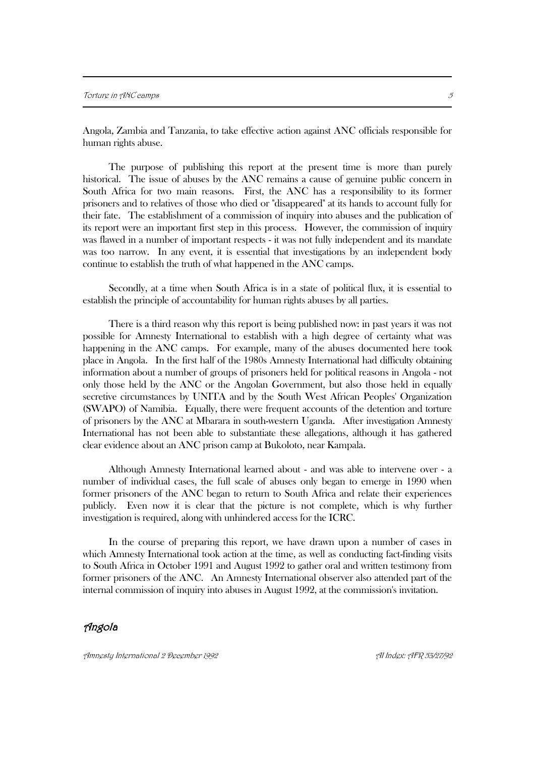Angola, Zambia and Tanzania, to take effective action against ANC officials responsible for human rights abuse.

The purpose of publishing this report at the present time is more than purely historical. The issue of abuses by the ANC remains a cause of genuine public concern in South Africa for two main reasons. First, the ANC has a responsibility to its former prisoners and to relatives of those who died or "disappeared" at its hands to account fully for their fate. The establishment of a commission of inquiry into abuses and the publication of its report were an important first step in this process. However, the commission of inquiry was flawed in a number of important respects - it was not fully independent and its mandate was too narrow. In any event, it is essential that investigations by an independent body continue to establish the truth of what happened in the ANC camps.

Secondly, at a time when South Africa is in a state of political flux, it is essential to establish the principle of accountability for human rights abuses by all parties.

There is a third reason why this report is being published now: in past years it was not possible for Amnesty International to establish with a high degree of certainty what was happening in the ANC camps. For example, many of the abuses documented here took place in Angola. In the first half of the 1980s Amnesty International had difficulty obtaining information about a number of groups of prisoners held for political reasons in Angola - not only those held by the ANC or the Angolan Government, but also those held in equally secretive circumstances by UNITA and by the South West African Peoples' Organization (SWAPO) of Namibia. Equally, there were frequent accounts of the detention and torture of prisoners by the ANC at Mbarara in south-western Uganda. After investigation Amnesty International has not been able to substantiate these allegations, although it has gathered clear evidence about an ANC prison camp at Bukoloto, near Kampala.

Although Amnesty International learned about - and was able to intervene over - a number of individual cases, the full scale of abuses only began to emerge in 1990 when former prisoners of the ANC began to return to South Africa and relate their experiences publicly. Even now it is clear that the picture is not complete, which is why further investigation is required, along with unhindered access for the ICRC.

In the course of preparing this report, we have drawn upon a number of cases in which Amnesty International took action at the time, as well as conducting fact-finding visits to South Africa in October 1991 and August 1992 to gather oral and written testimony from former prisoners of the ANC. An Amnesty International observer also attended part of the internal commission of inquiry into abuses in August 1992, at the commission's invitation.

## Angola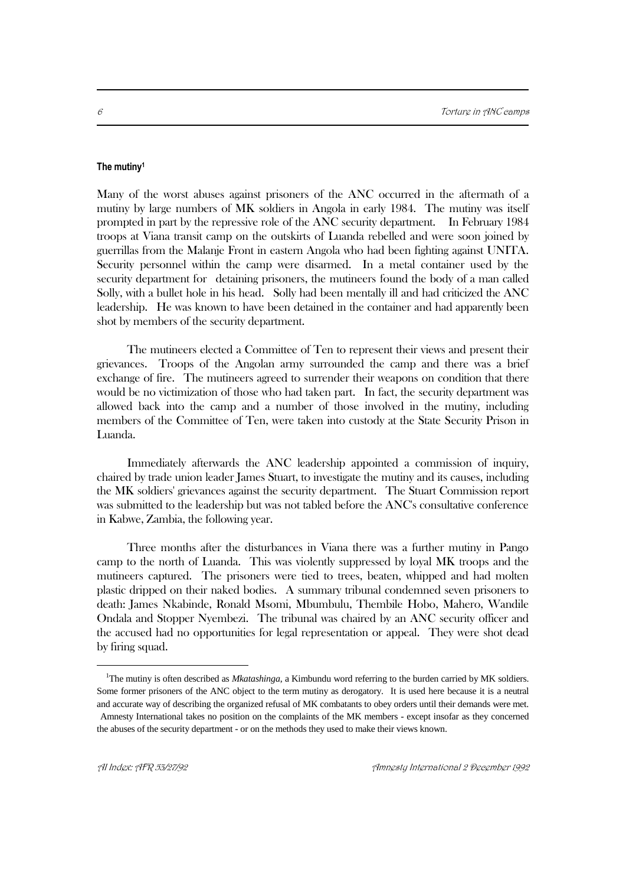#### The mutiny[1]

Many of the worst abuses against prisoners of the ANC occurred in the aftermath of a mutiny by large numbers of MK soldiers in Angola in early 1984. The mutiny was itself prompted in part by the repressive role of the ANC security department. In February 1984 troops at Viana transit camp on the outskirts of Luanda rebelled and were soon joined by guerrillas from the Malanje Front in eastern Angola who had been fighting against UNITA. Security personnel within the camp were disarmed. In a metal container used by the security department for detaining prisoners, the mutineers found the body of a man called Solly, with a bullet hole in his head. Solly had been mentally ill and had criticized the ANC leadership. He was known to have been detained in the container and had apparently been shot by members of the security department.

The mutineers elected a Committee of Ten to represent their views and present their grievances. Troops of the Angolan army surrounded the camp and there was a brief exchange of fire. The mutineers agreed to surrender their weapons on condition that there would be no victimization of those who had taken part. In fact, the security department was allowed back into the camp and a number of those involved in the mutiny, including members of the Committee of Ten, were taken into custody at the State Security Prison in Luanda.

Immediately afterwards the ANC leadership appointed a commission of inquiry, chaired by trade union leader James Stuart, to investigate the mutiny and its causes, including the MK soldiers' grievances against the security department. The Stuart Commission report was submitted to the leadership but was not tabled before the ANC's consultative conference in Kabwe, Zambia, the following year.

Three months after the disturbances in Viana there was a further mutiny in Pango camp to the north of Luanda. This was violently suppressed by loyal MK troops and the mutineers captured. The prisoners were tied to trees, beaten, whipped and had molten plastic dripped on their naked bodies. A summary tribunal condemned seven prisoners to death: James Nkabinde, Ronald Msomi, Mbumbulu, Thembile Hobo, Mahero, Wandile Ondala and Stopper Nyembezi. The tribunal was chaired by an ANC security officer and the accused had no opportunities for legal representation or appeal. They were shot dead by firing squad.

---

[1] The mutiny is often described as *Mkatashinga*, a Kimbundu word referring to the burden carried by MK soldiers. Some former prisoners of the ANC object to the term mutiny as derogatory. It is used here because it is a neutral and accurate way of describing the organized refusal of MK combatants to obey orders until their demands were met. Amnesty International takes no position on the complaints of the MK members - except insofar as they concerned the abuses of the security department - or on the methods they used to make their views known.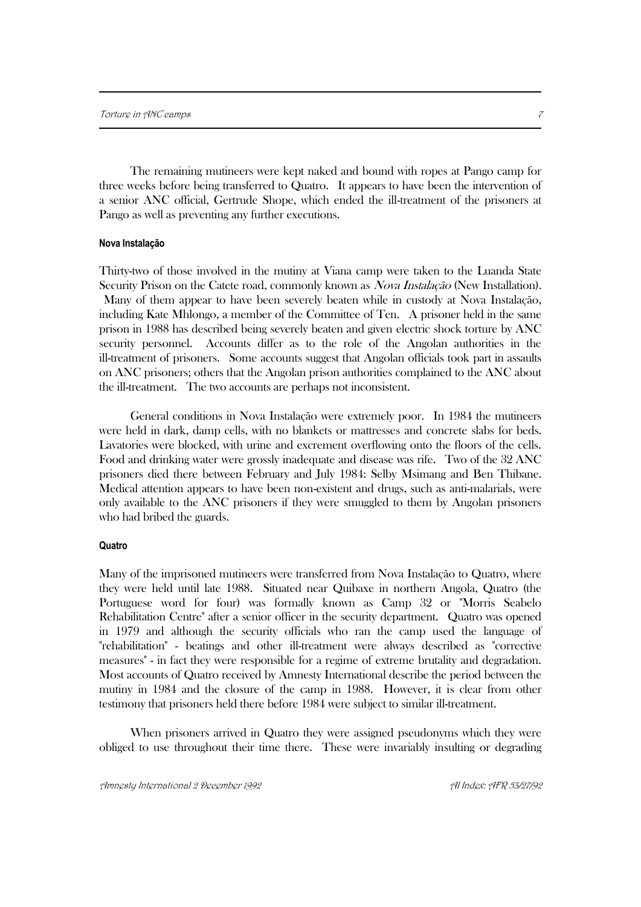The remaining mutineers were kept naked and bound with ropes at Pango camp for three weeks before being transferred to Quatro. It appears to have been the intervention of a senior ANC official, Gertrude Shope, which ended the ill-treatment of the prisoners at Pango as well as preventing any further executions.

#### Nova Instalação

Thirty-two of those involved in the mutiny at Viana camp were taken to the Luanda State Security Prison on the Catete road, commonly known as *Nova Instalação* (New Installation). Many of them appear to have been severely beaten while in custody at Nova Instalação, including Kate Mhlongo, a member of the Committee of Ten. A prisoner held in the same prison in 1988 has described being severely beaten and given electric shock torture by ANC security personnel. Accounts differ as to the role of the Angolan authorities in the ill-treatment of prisoners. Some accounts suggest that Angolan officials took part in assaults on ANC prisoners; others that the Angolan prison authorities complained to the ANC about the ill-treatment. The two accounts are perhaps not inconsistent.

General conditions in Nova Instalação were extremely poor. In 1984 the mutineers were held in dark, damp cells, with no blankets or mattresses and concrete slabs for beds. Lavatories were blocked, with urine and excrement overflowing onto the floors of the cells. Food and drinking water were grossly inadequate and disease was rife. Two of the 32 ANC prisoners died there between February and July 1984: Selby Msimang and Ben Thibane. Medical attention appears to have been non-existent and drugs, such as anti-malarials, were only available to the ANC prisoners if they were smuggled to them by Angolan prisoners who had bribed the guards.

#### Quatro

Many of the imprisoned mutineers were transferred from Nova Instalação to Quatro, where they were held until late 1988. Situated near Quibaxe in northern Angola, Quatro (the Portuguese word for four) was formally known as Camp 32 or "Morris Seabelo Rehabilitation Centre" after a senior officer in the security department. Quatro was opened in 1979 and although the security officials who ran the camp used the language of "rehabilitation" - beatings and other ill-treatment were always described as "corrective measures" - in fact they were responsible for a regime of extreme brutality and degradation. Most accounts of Quatro received by Amnesty International describe the period between the mutiny in 1984 and the closure of the camp in 1988. However, it is clear from other testimony that prisoners held there before 1984 were subject to similar ill-treatment.

When prisoners arrived in Quatro they were assigned pseudonyms which they were obliged to use throughout their time there. These were invariably insulting or degrading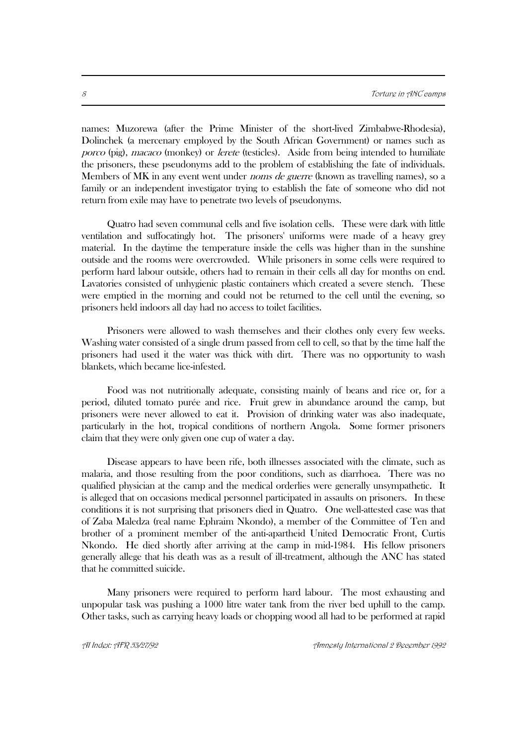names: **Muzorewa** (after the Prime Minister of the short-lived Zimbabwe-Rhodesia), **Dolinchek** (a mercenary employed by the South African Government) or names such as *porco* (pig), *macaco* (monkey) or *lerete* (testicles). Aside from being intended to humiliate the prisoners, these pseudonyms add to the problem of establishing the fate of individuals. Members of **MK** in any event went under *noms de guerre* (known as travelling names), so a family or an independent investigator trying to establish the fate of someone who did not return from exile may have to penetrate two levels of pseudonyms.

Quatro had seven communal cells and five isolation cells. These were dark with little ventilation and suffocatingly hot. The prisoners' uniforms were made of a heavy grey material. In the daytime the temperature inside the cells was higher than in the sunshine outside and the rooms were overcrowded. While prisoners in some cells were required to perform hard labour outside, others had to remain in their cells all day for months on end. Lavatories consisted of unhygienic plastic containers which created a severe stench. These were emptied in the morning and could not be returned to the cell until the evening, so prisoners held indoors all day had no access to toilet facilities.

Prisoners were allowed to wash themselves and their clothes only every few weeks. Washing water consisted of a single drum passed from cell to cell, so that by the time half the prisoners had used it the water was thick with dirt. There was no opportunity to wash blankets, which became lice-infested.

Food was not nutritionally adequate, consisting mainly of beans and rice or, for a period, diluted tomato purée and rice. Fruit grew in abundance around the camp, but prisoners were never allowed to eat it. Provision of drinking water was also inadequate, particularly in the hot, tropical conditions of northern Angola. Some former prisoners claim that they were only given one cup of water a day.

Disease appears to have been rife, both illnesses associated with the climate, such as malaria, and those resulting from the poor conditions, such as diarrhoea. There was no qualified physician at the camp and the medical orderlies were generally unsympathetic. It is alleged that on occasions medical personnel participated in assaults on prisoners. In these conditions it is not surprising that prisoners died in Quatro. One well-attested case was that of Zaba Maledza (real name Ephraim Nkondo), a member of the Committee of Ten and brother of a prominent member of the anti-apartheid United Democratic Front, Curtis Nkondo. He died shortly after arriving at the camp in mid-1984. His fellow prisoners generally allege that his death was as a result of ill-treatment, although the ANC has stated that he committed suicide.

Many prisoners were required to perform hard labour. The most exhausting and unpopular task was pushing a 1000 litre water tank from the river bed uphill to the camp. Other tasks, such as carrying heavy loads or chopping wood all had to be performed at rapid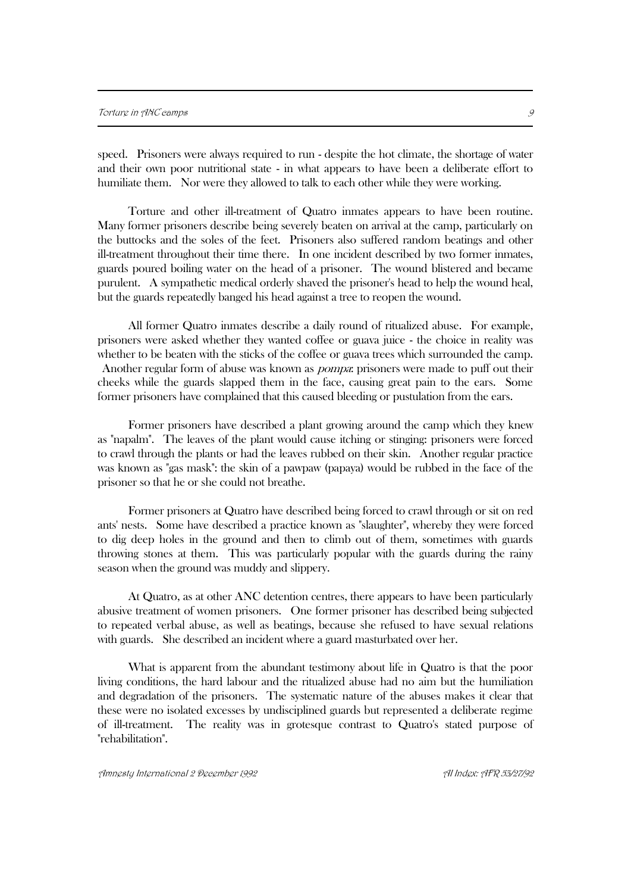speed. Prisoners were always required to run - despite the hot climate, the shortage of water and their own poor nutritional state - in what appears to have been a deliberate effort to humiliate them. Nor were they allowed to talk to each other while they were working.

Torture and other ill-treatment of Quatro inmates appears to have been routine. Many former prisoners describe being severely beaten on arrival at the camp, particularly on the buttocks and the soles of the feet. Prisoners also suffered random beatings and other ill-treatment throughout their time there. In one incident described by two former inmates, guards poured boiling water on the head of a prisoner. The wound blistered and became purulent. A sympathetic medical orderly shaved the prisoner's head to help the wound heal, but the guards repeatedly banged his head against a tree to reopen the wound.

All former Quatro inmates describe a daily round of ritualized abuse. For example, prisoners were asked whether they wanted coffee or guava juice - the choice in reality was whether to be beaten with the sticks of the coffee or guava trees which surrounded the camp. Another regular form of abuse was known as *pompa*: prisoners were made to puff out their cheeks while the guards slapped them in the face, causing great pain to the ears. Some former prisoners have complained that this caused bleeding or pustulation from the ears.

Former prisoners have described a plant growing around the camp which they knew as "napalm". The leaves of the plant would cause itching or stinging: prisoners were forced to crawl through the plants or had the leaves rubbed on their skin. Another regular practice was known as "gas mask": the skin of a pawpaw (papaya) would be rubbed in the face of the prisoner so that he or she could not breathe.

Former prisoners at Quatro have described being forced to crawl through or sit on red ants' nests. Some have described a practice known as "slaughter", whereby they were forced to dig deep holes in the ground and then to climb out of them, sometimes with guards throwing stones at them. This was particularly popular with the guards during the rainy season when the ground was muddy and slippery.

At Quatro, as at other ANC detention centres, there appears to have been particularly abusive treatment of women prisoners. One former prisoner has described being subjected to repeated verbal abuse, as well as beatings, because she refused to have sexual relations with guards. She described an incident where a guard masturbated over her.

What is apparent from the abundant testimony about life in Quatro is that the poor living conditions, the hard labour and the ritualized abuse had no aim but the humiliation and degradation of the prisoners. The systematic nature of the abuses makes it clear that these were no isolated excesses by undisciplined guards but represented a deliberate regime of ill-treatment. The reality was in grotesque contrast to Quatro's stated purpose of "rehabilitation".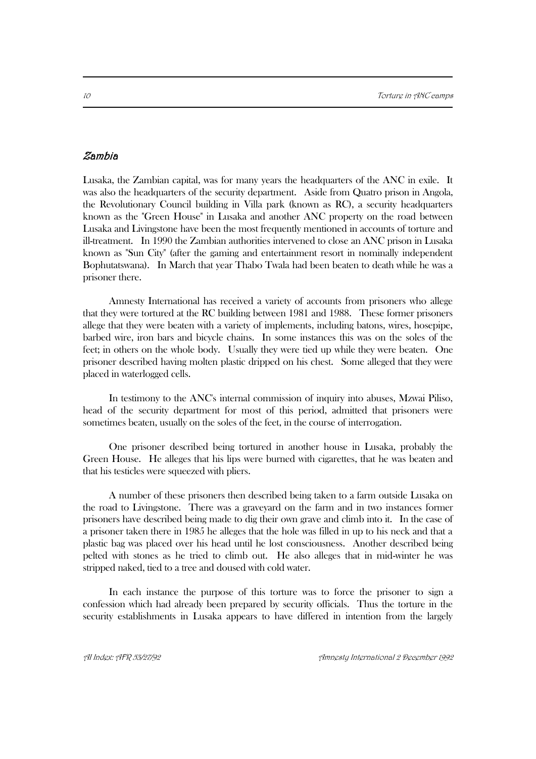## *Zambia*

Lusaka, the Zambian capital, was for many years the headquarters of the ANC in exile. It was also the headquarters of the security department. Aside from Quatro prison in Angola, the Revolutionary Council building in Villa park (known as RC), a security headquarters known as the "Green House" in Lusaka and another ANC property on the road between Lusaka and Livingstone have been the most frequently mentioned in accounts of torture and ill-treatment. In 1990 the Zambian authorities intervened to close an ANC prison in Lusaka known as "Sun City" (after the gaming and entertainment resort in nominally independent Bophutatswana). In March that year Thabo Twala had been beaten to death while he was a prisoner there.

Amnesty International has received a variety of accounts from prisoners who allege that they were tortured at the RC building between 1981 and 1988. These former prisoners allege that they were beaten with a variety of implements, including batons, wires, hosepipe, barbed wire, iron bars and bicycle chains. In some instances this was on the soles of the feet; in others on the whole body. Usually they were tied up while they were beaten. One prisoner described having molten plastic dripped on his chest. Some alleged that they were placed in waterlogged cells.

In testimony to the ANC's internal commission of inquiry into abuses, Mzwai Piliso, head of the security department for most of this period, admitted that prisoners were sometimes beaten, usually on the soles of the feet, in the course of interrogation.

One prisoner described being tortured in another house in Lusaka, probably the Green House. He alleges that his lips were burned with cigarettes, that he was beaten and that his testicles were squeezed with pliers.

A number of these prisoners then described being taken to a farm outside Lusaka on the road to Livingstone. There was a graveyard on the farm and in two instances former prisoners have described being made to dig their own grave and climb into it. In the case of a prisoner taken there in 1985 he alleges that the hole was filled in up to his neck and that a plastic bag was placed over his head until he lost consciousness. Another described being pelted with stones as he tried to climb out. He also alleges that in mid-winter he was stripped naked, tied to a tree and doused with cold water.

In each instance the purpose of this torture was to force the prisoner to sign a confession which had already been prepared by security officials. Thus the torture in the security establishments in Lusaka appears to have differed in intention from the largely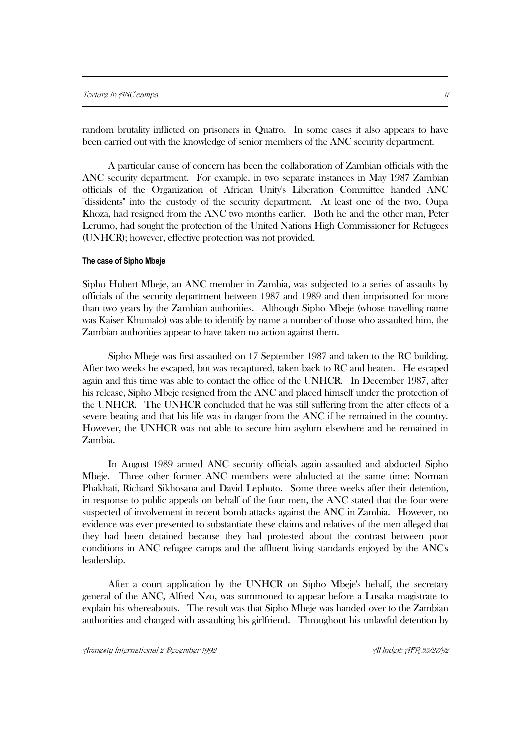random brutality inflicted on prisoners in Quatro. In some cases it also appears to have been carried out with the knowledge of senior members of the ANC security department.

A particular cause of concern has been the collaboration of Zambian officials with the ANC security department. For example, in two separate instances in May 1987 Zambian officials of the Organization of African Unity's Liberation Committee handed ANC "dissidents" into the custody of the security department. At least one of the two, Oupa Khoza, had resigned from the ANC two months earlier. Both he and the other man, Peter Lerumo, had sought the protection of the United Nations High Commissioner for Refugees (UNHCR); however, effective protection was not provided.

#### The case of Sipho Mbeje

Sipho Hubert Mbeje, an ANC member in Zambia, was subjected to a series of assaults by officials of the security department between 1987 and 1989 and then imprisoned for more than two years by the Zambian authorities. Although Sipho Mbeje (whose travelling name was Kaiser Khumalo) was able to identify by name a number of those who assaulted him, the Zambian authorities appear to have taken no action against them.

Sipho Mbeje was first assaulted on 17 September 1987 and taken to the RC building. After two weeks he escaped, but was recaptured, taken back to RC and beaten. He escaped again and this time was able to contact the office of the UNHCR. In December 1987, after his release, Sipho Mbeje resigned from the ANC and placed himself under the protection of the UNHCR. The UNHCR concluded that he was still suffering from the after effects of a severe beating and that his life was in danger from the ANC if he remained in the country. However, the UNHCR was not able to secure him asylum elsewhere and he remained in Zambia.

In August 1989 armed ANC security officials again assaulted and abducted Sipho Mbeje. Three other former ANC members were abducted at the same time: Norman Phakhati, Richard Sikhosana and David Lephoto. Some three weeks after their detention, in response to public appeals on behalf of the four men, the ANC stated that the four were suspected of involvement in recent bomb attacks against the ANC in Zambia. However, no evidence was ever presented to substantiate these claims and relatives of the men alleged that they had been detained because they had protested about the contrast between poor conditions in ANC refugee camps and the affluent living standards enjoyed by the ANC's leadership.

After a court application by the UNHCR on Sipho Mbeje's behalf, the secretary general of the ANC, Alfred Nzo, was summoned to appear before a Lusaka magistrate to explain his whereabouts. The result was that Sipho Mbeje was handed over to the Zambian authorities and charged with assaulting his girlfriend. Throughout his unlawful detention by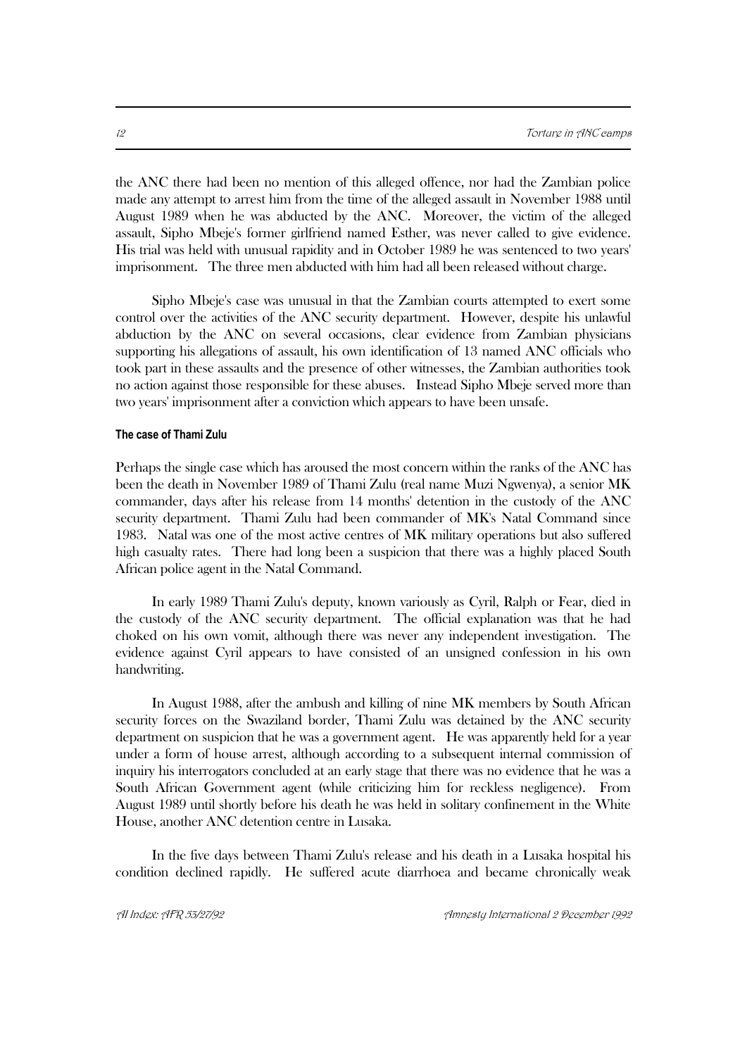the ANC there had been no mention of this alleged offence, nor had the Zambian police made any attempt to arrest him from the time of the alleged assault in November 1988 until August 1989 when he was abducted by the ANC. Moreover, the victim of the alleged assault, Sipho Mbeje's former girlfriend named Esther, was never called to give evidence. His trial was held with unusual rapidity and in October 1989 he was sentenced to two years' imprisonment. The three men abducted with him had all been released without charge.

Sipho Mbeje's case was unusual in that the Zambian courts attempted to exert some control over the activities of the ANC security department. However, despite his unlawful abduction by the ANC on several occasions, clear evidence from Zambian physicians supporting his allegations of assault, his own identification of 13 named ANC officials who took part in these assaults and the presence of other witnesses, the Zambian authorities took no action against those responsible for these abuses. Instead Sipho Mbeje served more than two years' imprisonment after a conviction which appears to have been unsafe.

#### The case of Thami Zulu

Perhaps the single case which has aroused the most concern within the ranks of the ANC has been the death in November 1989 of Thami Zulu (real name Muzi Ngwenya), a senior MK commander, days after his release from 14 months' detention in the custody of the ANC security department. Thami Zulu had been commander of MK's Natal Command since 1983. Natal was one of the most active centres of MK military operations but also suffered high casualty rates. There had long been a suspicion that there was a highly placed South African police agent in the Natal Command.

In early 1989 Thami Zulu's deputy, known variously as Cyril, Ralph or Fear, died in the custody of the ANC security department. The official explanation was that he had choked on his own vomit, although there was never any independent investigation. The evidence against Cyril appears to have consisted of an unsigned confession in his own handwriting.

In August 1988, after the ambush and killing of nine MK members by South African security forces on the Swaziland border, Thami Zulu was detained by the ANC security department on suspicion that he was a government agent. He was apparently held for a year under a form of house arrest, although according to a subsequent internal commission of inquiry his interrogators concluded at an early stage that there was no evidence that he was a South African Government agent (while criticizing him for reckless negligence). From August 1989 until shortly before his death he was held in solitary confinement in the White House, another ANC detention centre in Lusaka.

In the five days between Thami Zulu's release and his death in a Lusaka hospital his condition declined rapidly. He suffered acute diarrhoea and became chronically weak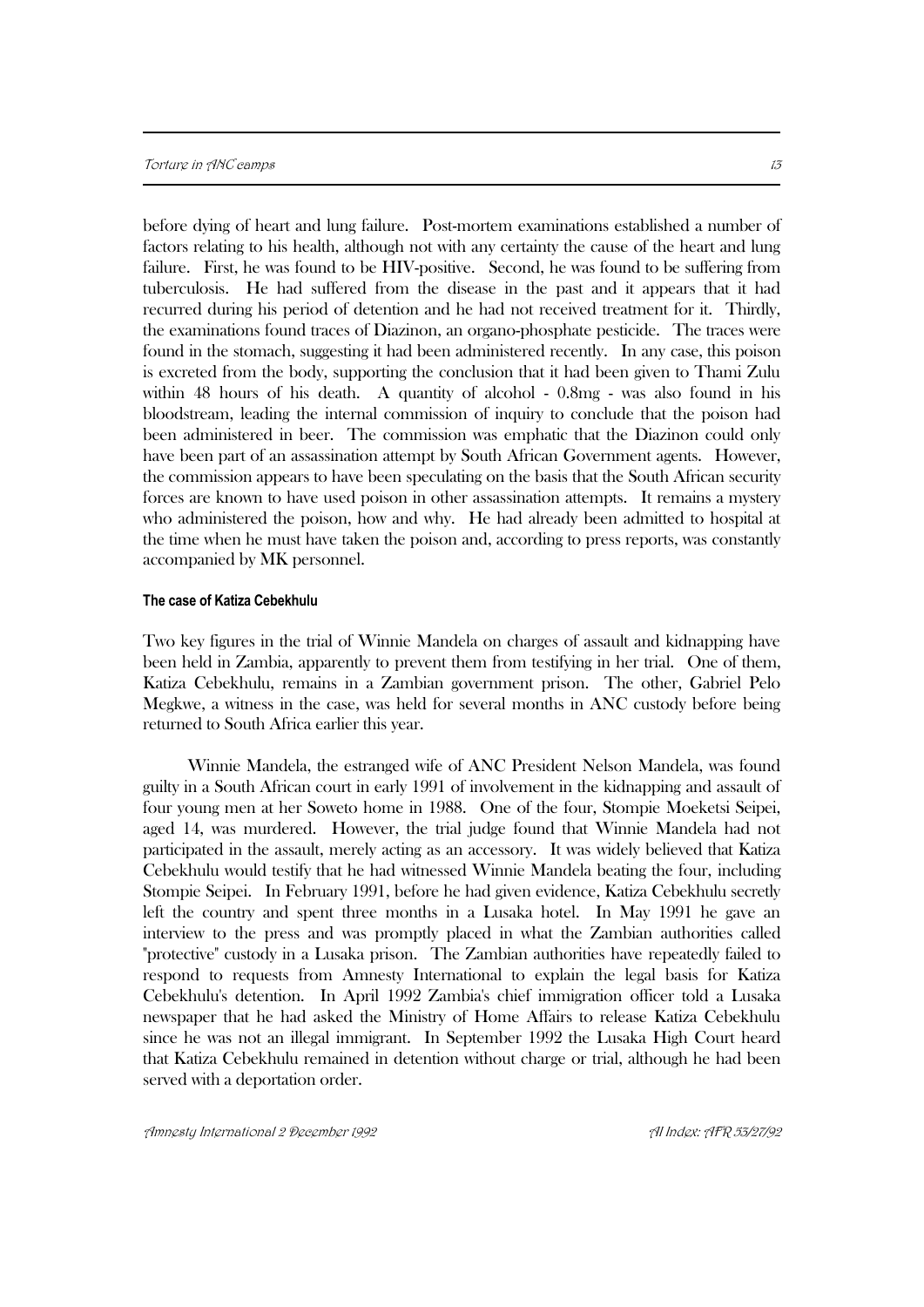before dying of heart and lung failure. Post-mortem examinations established a number of factors relating to his health, although not with any certainty the cause of the heart and lung failure. First, he was found to be HIV-positive. Second, he was found to be suffering from tuberculosis. He had suffered from the disease in the past and it appears that it had recurred during his period of detention and he had not received treatment for it. Thirdly, the examinations found traces of Diazinon, an organo-phosphate pesticide. The traces were found in the stomach, suggesting it had been administered recently. In any case, this poison is excreted from the body, supporting the conclusion that it had been given to Thami Zulu within 48 hours of his death. A quantity of alcohol - 0.8mg - was also found in his bloodstream, leading the internal commission of inquiry to conclude that the poison had been administered in beer. The commission was emphatic that the Diazinon could only have been part of an assassination attempt by South African Government agents. However, the commission appears to have been speculating on the basis that the South African security forces are known to have used poison in other assassination attempts. It remains a mystery who administered the poison, how and why. He had already been admitted to hospital at the time when he must have taken the poison and, according to press reports, was constantly accompanied by MK personnel.

#### The case of Katiza Cebekhulu

Two key figures in the trial of Winnie Mandela on charges of assault and kidnapping have been held in Zambia, apparently to prevent them from testifying in her trial. One of them, Katiza Cebekhulu, remains in a Zambian government prison. The other, Gabriel Pelo Megkwe, a witness in the case, was held for several months in ANC custody before being returned to South Africa earlier this year.

Winnie Mandela, the estranged wife of ANC President Nelson Mandela, was found guilty in a South African court in early 1991 of involvement in the kidnapping and assault of four young men at her Soweto home in 1988. One of the four, Stompie Moeketsi Seipei, aged 14, was murdered. However, the trial judge found that Winnie Mandela had not participated in the assault, merely acting as an accessory. It was widely believed that Katiza Cebekhulu would testify that he had witnessed Winnie Mandela beating the four, including Stompie Seipei. In February 1991, before he had given evidence, Katiza Cebekhulu secretly left the country and spent three months in a Lusaka hotel. In May 1991 he gave an interview to the press and was promptly placed in what the Zambian authorities called "protective" custody in a Lusaka prison. The Zambian authorities have repeatedly failed to respond to requests from Amnesty International to explain the legal basis for Katiza Cebekhulu's detention. In April 1992 Zambia's chief immigration officer told a Lusaka newspaper that he had asked the Ministry of Home Affairs to release Katiza Cebekhulu since he was not an illegal immigrant. In September 1992 the Lusaka High Court heard that Katiza Cebekhulu remained in detention without charge or trial, although he had been served with a deportation order.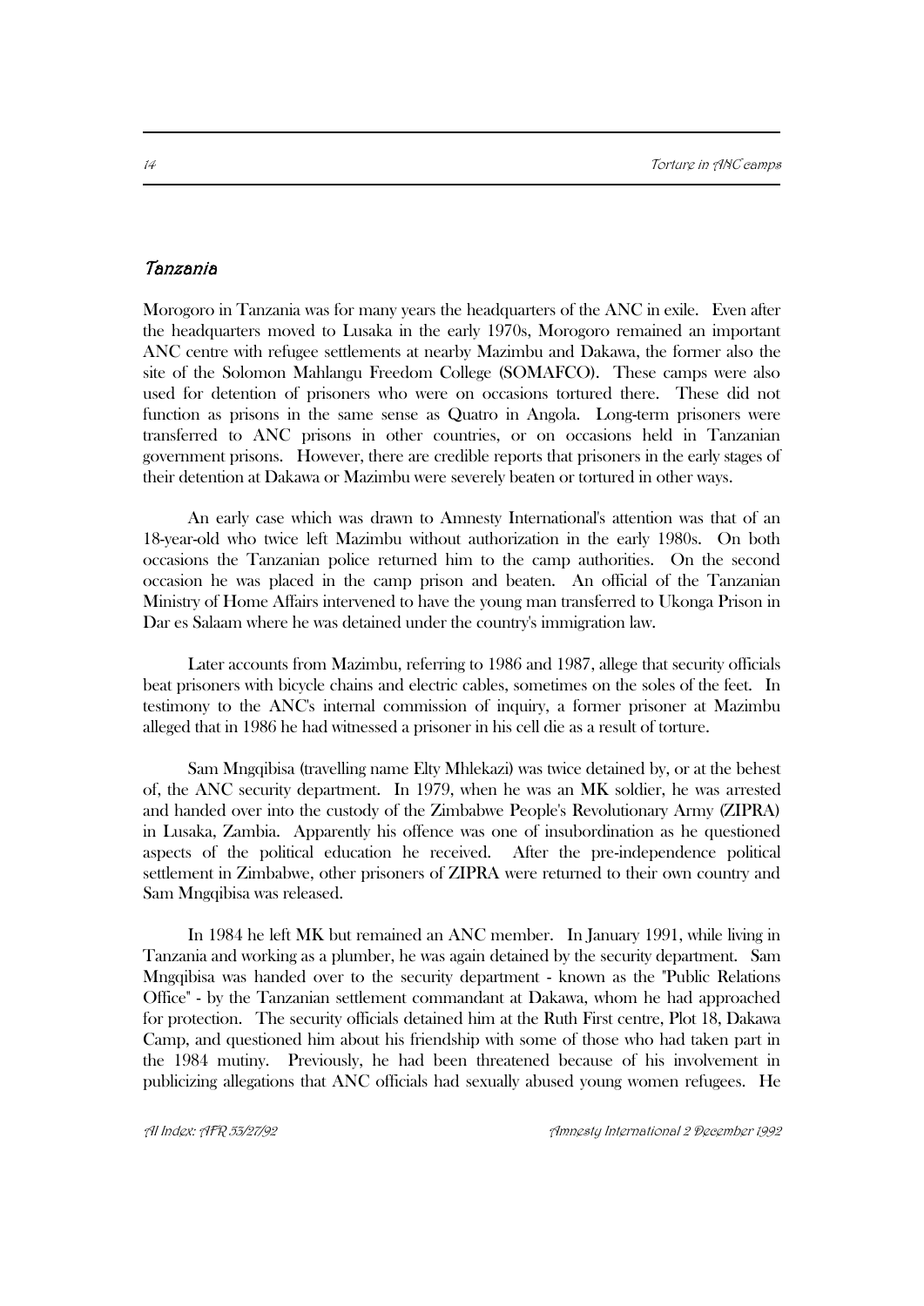### *Tanzania*

Morogoro in Tanzania was for many years the headquarters of the ANC in exile. Even after the headquarters moved to Lusaka in the early 1970s, Morogoro remained an important ANC centre with refugee settlements at nearby Mazimbu and Dakawa, the former also the site of the Solomon Mahlangu Freedom College (SOMAFCO). These camps were also used for detention of prisoners who were on occasions tortured there. These did not function as prisons in the same sense as Quatro in Angola. Long-term prisoners were transferred to ANC prisons in other countries, or on occasions held in Tanzanian government prisons. However, there are credible reports that prisoners in the early stages of their detention at Dakawa or Mazimbu were severely beaten or tortured in other ways.

An early case which was drawn to Amnesty International's attention was that of an 18-year-old who twice left Mazimbu without authorization in the early 1980s. On both occasions the Tanzanian police returned him to the camp authorities. On the second occasion he was placed in the camp prison and beaten. An official of the Tanzanian Ministry of Home Affairs intervened to have the young man transferred to Ukonga Prison in Dar es Salaam where he was detained under the country's immigration law.

Later accounts from Mazimbu, referring to 1986 and 1987, allege that security officials beat prisoners with bicycle chains and electric cables, sometimes on the soles of the feet. In testimony to the ANC's internal commission of inquiry, a former prisoner at Mazimbu alleged that in 1986 he had witnessed a prisoner in his cell die as a result of torture.

Sam Mngqibisa (travelling name Elty Mhlekazi) was twice detained by, or at the behest of, the ANC security department. In 1979, when he was an MK soldier, he was arrested and handed over into the custody of the Zimbabwe People's Revolutionary Army (ZIPRA) in Lusaka, Zambia. Apparently his offence was one of insubordination as he questioned aspects of the political education he received. After the pre-independence political settlement in Zimbabwe, other prisoners of ZIPRA were returned to their own country and Sam Mngqibisa was released.

In 1984 he left MK but remained an ANC member. In January 1991, while living in Tanzania and working as a plumber, he was again detained by the security department. Sam Mngqibisa was handed over to the security department - known as the "Public Relations Office" - by the Tanzanian settlement commandant at Dakawa, whom he had approached for protection. The security officials detained him at the Ruth First centre, Plot 18, Dakawa Camp, and questioned him about his friendship with some of those who had taken part in the 1984 mutiny. Previously, he had been threatened because of his involvement in publicizing allegations that ANC officials had sexually abused young women refugees. He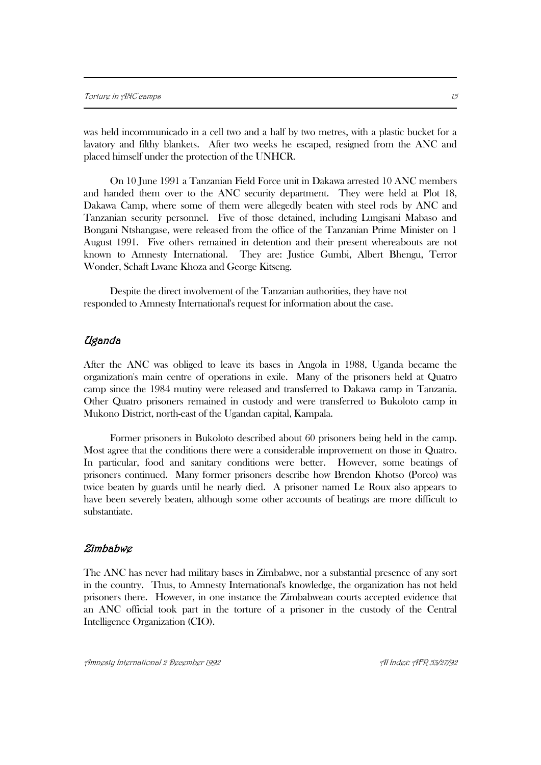was held incommunicado in a cell two and a half by two metres, with a plastic bucket for a lavatory and filthy blankets. After two weeks he escaped, resigned from the ANC and placed himself under the protection of the UNHCR.

On 10 June 1991 a Tanzanian Field Force unit in Dakawa arrested 10 ANC members and handed them over to the ANC security department. They were held at Plot 18, Dakawa Camp, where some of them were allegedly beaten with steel rods by ANC and Tanzanian security personnel. Five of those detained, including Lungisani Mabaso and Bongani Ntshangase, were released from the office of the Tanzanian Prime Minister on 1 August 1991. Five others remained in detention and their present whereabouts are not known to Amnesty International. They are: Justice Gumbi, Albert Bhengu, Terror Wonder, Schaft Lwane Khoza and George Kitseng.

Despite the direct involvement of the Tanzanian authorities, they have not responded to Amnesty International's request for information about the case.

### *Uganda*

After the ANC was obliged to leave its bases in Angola in 1988, Uganda became the organization's main centre of operations in exile. Many of the prisoners held at Quatro camp since the 1984 mutiny were released and transferred to Dakawa camp in Tanzania. Other Quatro prisoners remained in custody and were transferred to Bukoloto camp in Mukono District, north-east of the Ugandan capital, Kampala.

Former prisoners in Bukoloto described about 60 prisoners being held in the camp. Most agree that the conditions there were a considerable improvement on those in Quatro. In particular, food and sanitary conditions were better. However, some beatings of prisoners continued. Many former prisoners describe how Brendon Khotso (Porco) was twice beaten by guards until he nearly died. A prisoner named Le Roux also appears to have been severely beaten, although some other accounts of beatings are more difficult to substantiate.

### *Zimbabwe*

The ANC has never had military bases in Zimbabwe, nor a substantial presence of any sort in the country. Thus, to Amnesty International's knowledge, the organization has not held prisoners there. However, in one instance the Zimbabwean courts accepted evidence that an ANC official took part in the torture of a prisoner in the custody of the Central Intelligence Organization (CIO).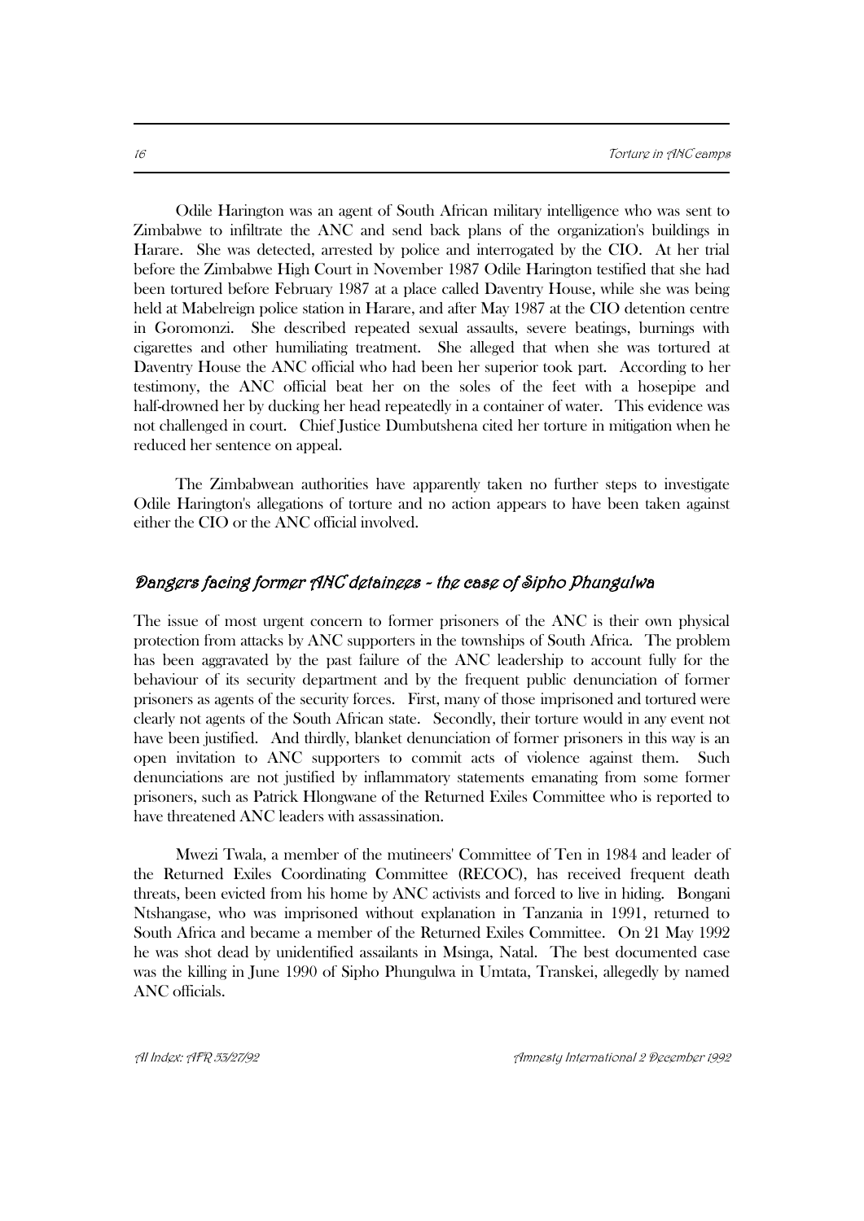Odile Harington was an agent of South African military intelligence who was sent to Zimbabwe to infiltrate the ANC and send back plans of the organization's buildings in Harare. She was detected, arrested by police and interrogated by the CIO. At her trial before the Zimbabwe High Court in November 1987 Odile Harington testified that she had been tortured before February 1987 at a place called Daventry House, while she was being held at Mabelreign police station in Harare, and after May 1987 at the CIO detention centre in Goromonzi. She described repeated sexual assaults, severe beatings, burnings with cigarettes and other humiliating treatment. She alleged that when she was tortured at Daventry House the ANC official who had been her superior took part. According to her testimony, the ANC official beat her on the soles of the feet with a hosepipe and half-drowned her by ducking her head repeatedly in a container of water. This evidence was not challenged in court. Chief Justice Dumbutshena cited her torture in mitigation when he reduced her sentence on appeal.

The Zimbabwean authorities have apparently taken no further steps to investigate Odile Harington's allegations of torture and no action appears to have been taken against either the CIO or the ANC official involved.

## *Dangers facing former ANC detainees - the case of Sipho Phungulwa*

The issue of most urgent concern to former prisoners of the ANC is their own physical protection from attacks by ANC supporters in the townships of South Africa. The problem has been aggravated by the past failure of the ANC leadership to account fully for the behaviour of its security department and by the frequent public denunciation of former prisoners as agents of the security forces. First, many of those imprisoned and tortured were clearly not agents of the South African state. Secondly, their torture would in any event not have been justified. And thirdly, blanket denunciation of former prisoners in this way is an open invitation to ANC supporters to commit acts of violence against them. Such denunciations are not justified by inflammatory statements emanating from some former prisoners, such as Patrick Hlongwane of the Returned Exiles Committee who is reported to have threatened ANC leaders with assassination.

Mwezi Twala, a member of the mutineers' Committee of Ten in 1984 and leader of the Returned Exiles Coordinating Committee (RECOC), has received frequent death threats, been evicted from his home by ANC activists and forced to live in hiding. Bongani Ntshangase, who was imprisoned without explanation in Tanzania in 1991, returned to South Africa and became a member of the Returned Exiles Committee. On 21 May 1992 he was shot dead by unidentified assailants in Msinga, Natal. The best documented case was the killing in June 1990 of Sipho Phungulwa in Umtata, Transkei, allegedly by named ANC officials.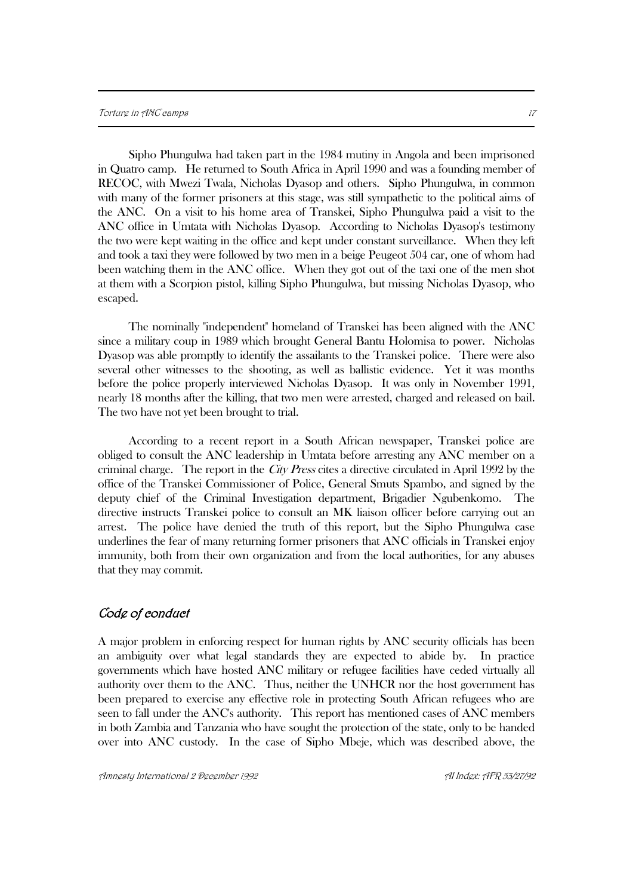Sipho Phungulwa had taken part in the 1984 mutiny in Angola and been imprisoned in Quatro camp. He returned to South Africa in April 1990 and was a founding member of RECOC, with Mwezi Twala, Nicholas Dyasop and others. Sipho Phungulwa, in common with many of the former prisoners at this stage, was still sympathetic to the political aims of the ANC. On a visit to his home area of Transkei, Sipho Phungulwa paid a visit to the ANC office in Umtata with Nicholas Dyasop. According to Nicholas Dyasop's testimony the two were kept waiting in the office and kept under constant surveillance. When they left and took a taxi they were followed by two men in a beige Peugeot 504 car, one of whom had been watching them in the ANC office. When they got out of the taxi one of the men shot at them with a Scorpion pistol, killing Sipho Phungulwa, but missing Nicholas Dyasop, who escaped.

The nominally "independent" homeland of Transkei has been aligned with the ANC since a military coup in 1989 which brought General Bantu Holomisa to power. Nicholas Dyasop was able promptly to identify the assailants to the Transkei police. There were also several other witnesses to the shooting, as well as ballistic evidence. Yet it was months before the police properly interviewed Nicholas Dyasop. It was only in November 1991, nearly 18 months after the killing, that two men were arrested, charged and released on bail. The two have not yet been brought to trial.

According to a recent report in a South African newspaper, Transkei police are obliged to consult the ANC leadership in Umtata before arresting any ANC member on a criminal charge. The report in the *City Press* cites a directive circulated in April 1992 by the office of the Transkei Commissioner of Police, General Smuts Spambo, and signed by the deputy chief of the Criminal Investigation department, Brigadier Ngubenkomo. The directive instructs Transkei police to consult an MK liaison officer before carrying out an arrest. The police have denied the truth of this report, but the Sipho Phungulwa case underlines the fear of many returning former prisoners that ANC officials in Transkei enjoy immunity, both from their own organization and from the local authorities, for any abuses that they may commit.

## *Code of conduct*

A major problem in enforcing respect for human rights by ANC security officials has been an ambiguity over what legal standards they are expected to abide by. In practice governments which have hosted ANC military or refugee facilities have ceded virtually all authority over them to the ANC. Thus, neither the UNHCR nor the host government has been prepared to exercise any effective role in protecting South African refugees who are seen to fall under the ANC's authority. This report has mentioned cases of ANC members in both Zambia and Tanzania who have sought the protection of the state, only to be handed over into ANC custody. In the case of Sipho Mbeje, which was described above, the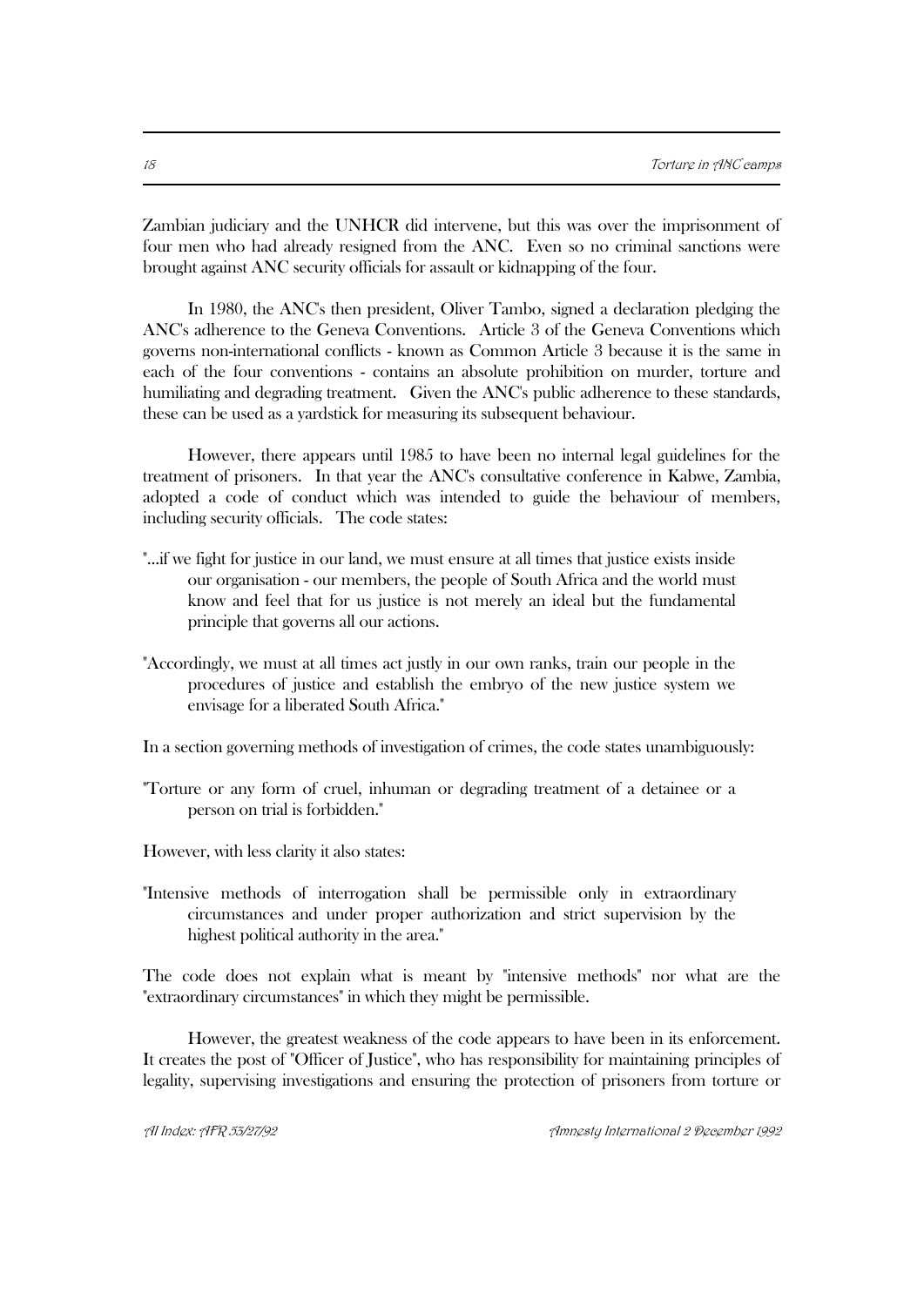Zambian judiciary and the UNHCR did intervene, but this was over the imprisonment of four men who had already resigned from the ANC. Even so no criminal sanctions were brought against ANC security officials for assault or kidnapping of the four.

In 1980, the ANC's then president, Oliver Tambo, signed a declaration pledging the ANC's adherence to the Geneva Conventions. Article 3 of the Geneva Conventions which governs non-international conflicts - known as Common Article 3 because it is the same in each of the four conventions - contains an absolute prohibition on murder, torture and humiliating and degrading treatment. Given the ANC's public adherence to these standards, these can be used as a yardstick for measuring its subsequent behaviour.

However, there appears until 1985 to have been no internal legal guidelines for the treatment of prisoners. In that year the ANC's consultative conference in Kabwe, Zambia, adopted a code of conduct which was intended to guide the behaviour of members, including security officials. The code states:

"...if we fight for justice in our land, we must ensure at all times that justice exists inside our organisation - our members, the people of South Africa and the world must know and feel that for us justice is not merely an ideal but the fundamental principle that governs all our actions.

"Accordingly, we must at all times act justly in our own ranks, train our people in the procedures of justice and establish the embryo of the new justice system we envisage for a liberated South Africa."

In a section governing methods of investigation of crimes, the code states unambiguously:

"Torture or any form of cruel, inhuman or degrading treatment of a detainee or a person on trial is forbidden."

However, with less clarity it also states:

"Intensive methods of interrogation shall be permissible only in extraordinary circumstances and under proper authorization and strict supervision by the highest political authority in the area."

The code does not explain what is meant by "intensive methods" nor what are the "extraordinary circumstances" in which they might be permissible.

However, the greatest weakness of the code appears to have been in its enforcement. It creates the post of "Officer of Justice", who has responsibility for maintaining principles of legality, supervising investigations and ensuring the protection of prisoners from torture or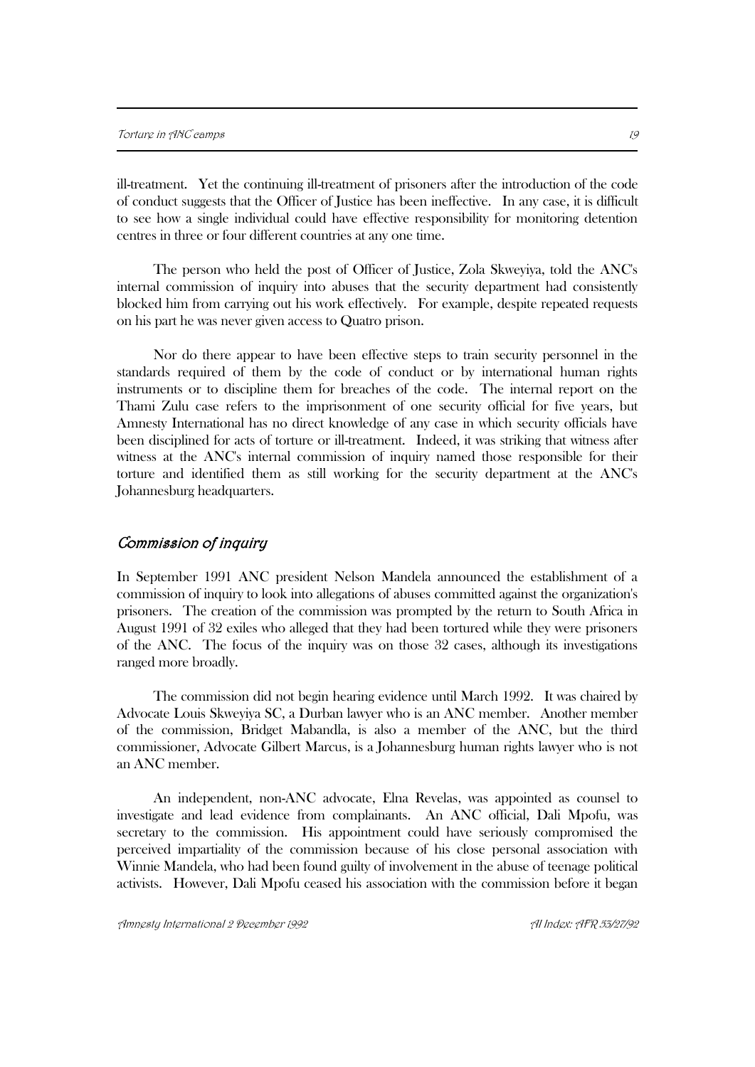ill-treatment. Yet the continuing ill-treatment of prisoners after the introduction of the code of conduct suggests that the Officer of Justice has been ineffective. In any case, it is difficult to see how a single individual could have effective responsibility for monitoring detention centres in three or four different countries at any one time.

The person who held the post of Officer of Justice, Zola Skweyiya, told the ANC's internal commission of inquiry into abuses that the security department had consistently blocked him from carrying out his work effectively. For example, despite repeated requests on his part he was never given access to Quatro prison.

Nor do there appear to have been effective steps to train security personnel in the standards required of them by the code of conduct or by international human rights instruments or to discipline them for breaches of the code. The internal report on the Thami Zulu case refers to the imprisonment of one security official for five years, but Amnesty International has no direct knowledge of any case in which security officials have been disciplined for acts of torture or ill-treatment. Indeed, it was striking that witness after witness at the ANC's internal commission of inquiry named those responsible for their torture and identified them as still working for the security department at the ANC's Johannesburg headquarters.

## *Commission of inquiry*

In September 1991 ANC president Nelson Mandela announced the establishment of a commission of inquiry to look into allegations of abuses committed against the organization's prisoners. The creation of the commission was prompted by the return to South Africa in August 1991 of 32 exiles who alleged that they had been tortured while they were prisoners of the ANC. The focus of the inquiry was on those 32 cases, although its investigations ranged more broadly.

The commission did not begin hearing evidence until March 1992. It was chaired by Advocate Louis Skweyiya SC, a Durban lawyer who is an ANC member. Another member of the commission, Bridget Mabandla, is also a member of the ANC, but the third commissioner, Advocate Gilbert Marcus, is a Johannesburg human rights lawyer who is not an ANC member.

An independent, non-ANC advocate, Elna Revelas, was appointed as counsel to investigate and lead evidence from complainants. An ANC official, Dali Mpofu, was secretary to the commission. His appointment could have seriously compromised the perceived impartiality of the commission because of his close personal association with Winnie Mandela, who had been found guilty of involvement in the abuse of teenage political activists. However, Dali Mpofu ceased his association with the commission before it began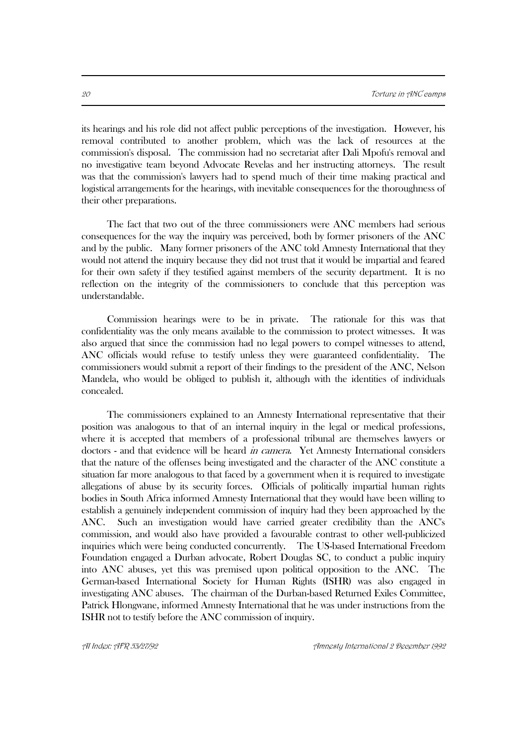its hearings and his role did not affect public perceptions of the investigation. However, his removal contributed to another problem, which was the lack of resources at the commission's disposal. The commission had no secretariat after Dali Mpofu's removal and no investigative team beyond Advocate Revelas and her instructing attorneys. The result was that the commission's lawyers had to spend much of their time making practical and logistical arrangements for the hearings, with inevitable consequences for the thoroughness of their other preparations.

The fact that two out of the three commissioners were ANC members had serious consequences for the way the inquiry was perceived, both by former prisoners of the ANC and by the public. Many former prisoners of the ANC told Amnesty International that they would not attend the inquiry because they did not trust that it would be impartial and feared for their own safety if they testified against members of the security department. It is no reflection on the integrity of the commissioners to conclude that this perception was understandable.

Commission hearings were to be in private. The rationale for this was that confidentiality was the only means available to the commission to protect witnesses. It was also argued that since the commission had no legal powers to compel witnesses to attend, ANC officials would refuse to testify unless they were guaranteed confidentiality. The commissioners would submit a report of their findings to the president of the ANC, Nelson Mandela, who would be obliged to publish it, although with the identities of individuals concealed.

The commissioners explained to an Amnesty International representative that their position was analogous to that of an internal inquiry in the legal or medical professions, where it is accepted that members of a professional tribunal are themselves lawyers or doctors - and that evidence will be heard *in camera*. Yet Amnesty International considers that the nature of the offenses being investigated and the character of the ANC constitute a situation far more analogous to that faced by a government when it is required to investigate allegations of abuse by its security forces. Officials of politically impartial human rights bodies in South Africa informed Amnesty International that they would have been willing to establish a genuinely independent commission of inquiry had they been approached by the ANC. Such an investigation would have carried greater credibility than the ANC's commission, and would also have provided a favourable contrast to other well-publicized inquiries which were being conducted concurrently. The US-based International Freedom Foundation engaged a Durban advocate, Robert Douglas SC, to conduct a public inquiry into ANC abuses, yet this was premised upon political opposition to the ANC. The German-based International Society for Human Rights (ISHR) was also engaged in investigating ANC abuses. The chairman of the Durban-based Returned Exiles Committee, Patrick Hlongwane, informed Amnesty International that he was under instructions from the ISHR not to testify before the ANC commission of inquiry.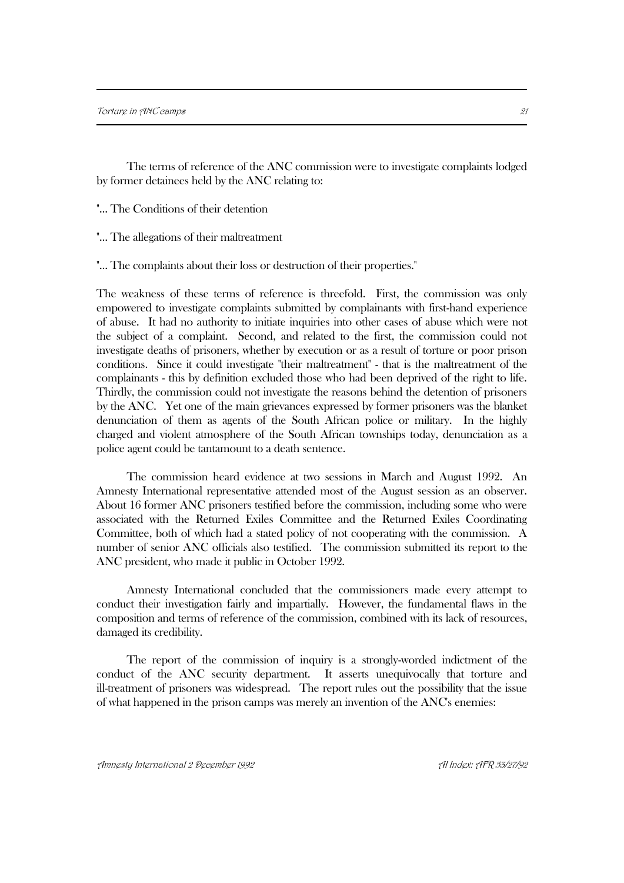The terms of reference of the ANC commission were to investigate complaints lodged by former detainees held by the ANC relating to:

"... The Conditions of their detention

"... The allegations of their maltreatment

"... The complaints about their loss or destruction of their properties."

The weakness of these terms of reference is threefold. First, the commission was only empowered to investigate complaints submitted by complainants with first-hand experience of abuse. It had no authority to initiate inquiries into other cases of abuse which were not the subject of a complaint. Second, and related to the first, the commission could not investigate deaths of prisoners, whether by execution or as a result of torture or poor prison conditions. Since it could investigate "their maltreatment" - that is the maltreatment of the complainants - this by definition excluded those who had been deprived of the right to life. Thirdly, the commission could not investigate the reasons behind the detention of prisoners by the ANC. Yet one of the main grievances expressed by former prisoners was the blanket denunciation of them as agents of the South African police or military. In the highly charged and violent atmosphere of the South African townships today, denunciation as a police agent could be tantamount to a death sentence.

The commission heard evidence at two sessions in March and August 1992. An Amnesty International representative attended most of the August session as an observer. About 16 former ANC prisoners testified before the commission, including some who were associated with the Returned Exiles Committee and the Returned Exiles Coordinating Committee, both of which had a stated policy of not cooperating with the commission. A number of senior ANC officials also testified. The commission submitted its report to the ANC president, who made it public in October 1992.

Amnesty International concluded that the commissioners made every attempt to conduct their investigation fairly and impartially. However, the fundamental flaws in the composition and terms of reference of the commission, combined with its lack of resources, damaged its credibility.

The report of the commission of inquiry is a strongly-worded indictment of the conduct of the ANC security department. It asserts unequivocally that torture and ill-treatment of prisoners was widespread. The report rules out the possibility that the issue of what happened in the prison camps was merely an invention of the ANC's enemies: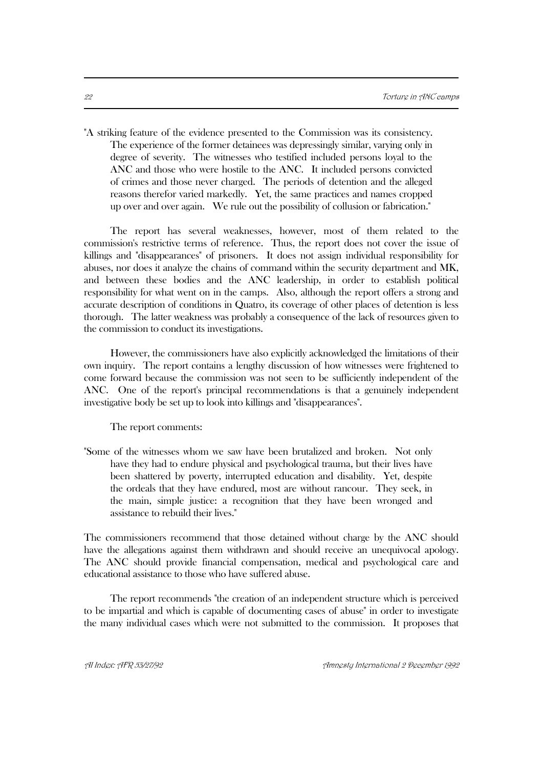"A striking feature of the evidence presented to the Commission was its consistency. The experience of the former detainees was depressingly similar, varying only in degree of severity. The witnesses who testified included persons loyal to the ANC and those who were hostile to the ANC. It included persons convicted of crimes and those never charged. The periods of detention and the alleged reasons therefor varied markedly. Yet, the same practices and names cropped up over and over again. We rule out the possibility of collusion or fabrication."

The report has several weaknesses, however, most of them related to the commission's restrictive terms of reference. Thus, the report does not cover the issue of killings and "disappearances" of prisoners. It does not assign individual responsibility for abuses, nor does it analyze the chains of command within the security department and MK, and between these bodies and the ANC leadership, in order to establish political responsibility for what went on in the camps. Also, although the report offers a strong and accurate description of conditions in Quatro, its coverage of other places of detention is less thorough. The latter weakness was probably a consequence of the lack of resources given to the commission to conduct its investigations.

However, the commissioners have also explicitly acknowledged the limitations of their own inquiry. The report contains a lengthy discussion of how witnesses were frightened to come forward because the commission was not seen to be sufficiently independent of the ANC. One of the report's principal recommendations is that a genuinely independent investigative body be set up to look into killings and "disappearances".

The report comments:

"Some of the witnesses whom we saw have been brutalized and broken. Not only have they had to endure physical and psychological trauma, but their lives have been shattered by poverty, interrupted education and disability. Yet, despite the ordeals that they have endured, most are without rancour. They seek, in the main, simple justice: a recognition that they have been wronged and assistance to rebuild their lives."

The commissioners recommend that those detained without charge by the ANC should have the allegations against them withdrawn and should receive an unequivocal apology. The ANC should provide financial compensation, medical and psychological care and educational assistance to those who have suffered abuse.

The report recommends "the creation of an independent structure which is perceived to be impartial and which is capable of documenting cases of abuse" in order to investigate the many individual cases which were not submitted to the commission. It proposes that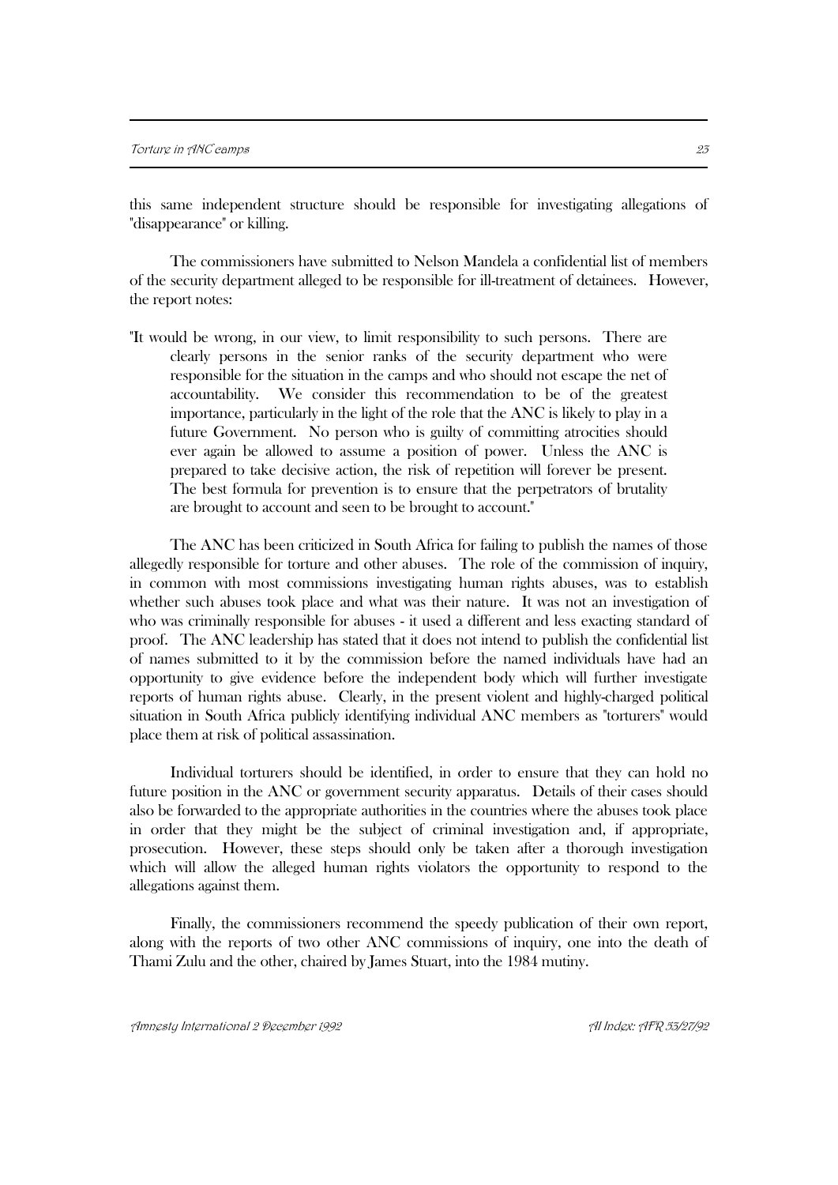this same independent structure should be responsible for investigating allegations of "disappearance" or killing.

The commissioners have submitted to Nelson Mandela a confidential list of members of the security department alleged to be responsible for ill-treatment of detainees. However, the report notes:

> "It would be wrong, in our view, to limit responsibility to such persons. There are clearly persons in the senior ranks of the security department who were responsible for the situation in the camps and who should not escape the net of accountability. We consider this recommendation to be of the greatest importance, particularly in the light of the role that the ANC is likely to play in a future Government. No person who is guilty of committing atrocities should ever again be allowed to assume a position of power. Unless the ANC is prepared to take decisive action, the risk of repetition will forever be present. The best formula for prevention is to ensure that the perpetrators of brutality are brought to account and seen to be brought to account."

The ANC has been criticized in South Africa for failing to publish the names of those allegedly responsible for torture and other abuses. The role of the commission of inquiry, in common with most commissions investigating human rights abuses, was to establish whether such abuses took place and what was their nature. It was not an investigation of who was criminally responsible for abuses - it used a different and less exacting standard of proof. The ANC leadership has stated that it does not intend to publish the confidential list of names submitted to it by the commission before the named individuals have had an opportunity to give evidence before the independent body which will further investigate reports of human rights abuse. Clearly, in the present violent and highly-charged political situation in South Africa publicly identifying individual ANC members as "torturers" would place them at risk of political assassination.

Individual torturers should be identified, in order to ensure that they can hold no future position in the ANC or government security apparatus. Details of their cases should also be forwarded to the appropriate authorities in the countries where the abuses took place in order that they might be the subject of criminal investigation and, if appropriate, prosecution. However, these steps should only be taken after a thorough investigation which will allow the alleged human rights violators the opportunity to respond to the allegations against them.

Finally, the commissioners recommend the speedy publication of their own report, along with the reports of two other ANC commissions of inquiry, one into the death of Thami Zulu and the other, chaired by James Stuart, into the 1984 mutiny.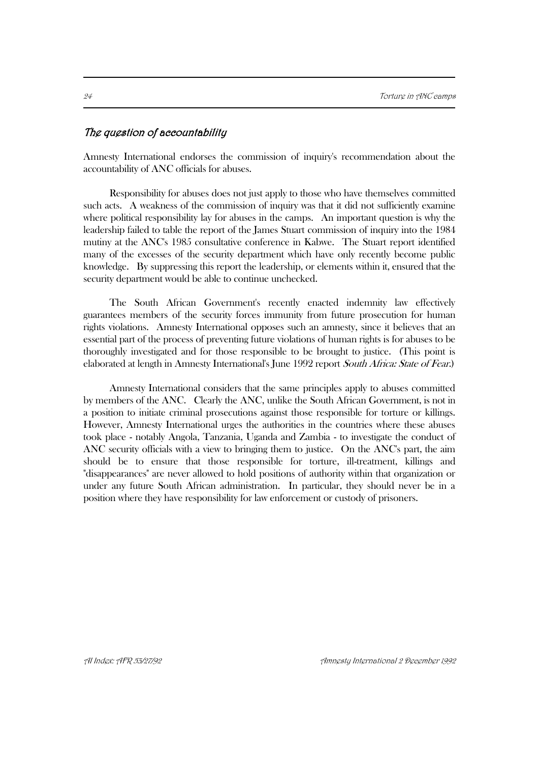## *The question of accountability*

Amnesty International endorses the commission of inquiry's recommendation about the accountability of ANC officials for abuses.

Responsibility for abuses does not just apply to those who have themselves committed such acts. A weakness of the commission of inquiry was that it did not sufficiently examine where political responsibility lay for abuses in the camps. An important question is why the leadership failed to table the report of the James Stuart commission of inquiry into the 1984 mutiny at the ANC's 1985 consultative conference in Kabwe. The Stuart report identified many of the excesses of the security department which have only recently become public knowledge. By suppressing this report the leadership, or elements within it, ensured that the security department would be able to continue unchecked.

The South African Government's recently enacted indemnity law effectively guarantees members of the security forces immunity from future prosecution for human rights violations. Amnesty International opposes such an amnesty, since it believes that an essential part of the process of preventing future violations of human rights is for abuses to be thoroughly investigated and for those responsible to be brought to justice. (This point is elaborated at length in Amnesty International's June 1992 report *South Africa: State of Fear*.)

Amnesty International considers that the same principles apply to abuses committed by members of the ANC. Clearly the ANC, unlike the South African Government, is not in a position to initiate criminal prosecutions against those responsible for torture or killings. However, Amnesty International urges the authorities in the countries where these abuses took place - notably Angola, Tanzania, Uganda and Zambia - to investigate the conduct of ANC security officials with a view to bringing them to justice. On the ANC's part, the aim should be to ensure that those responsible for torture, ill-treatment, killings and "disappearances" are never allowed to hold positions of authority within that organization or under any future South African administration. In particular, they should never be in a position where they have responsibility for law enforcement or custody of prisoners.